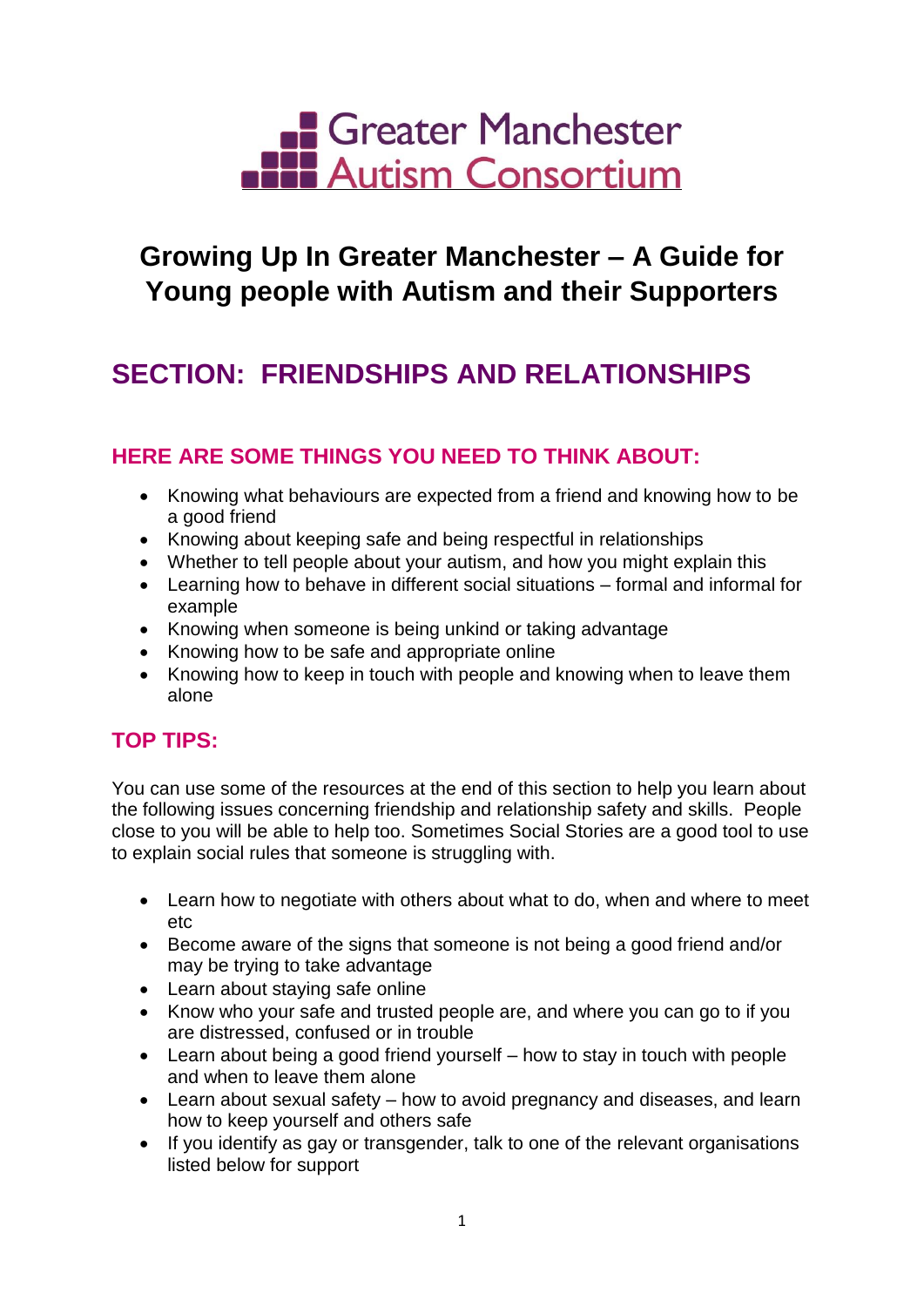Greater Manchester Autism Consortium

# Growing Up In Greater Manchester – A Guide for Young people with Autism and their Supporters

## SECTION: FRIENDSHIPS AND RELATIONSHIPS

### HERE ARE SOME THINGS YOU NEED TO THINK ABOUT:

- Knowing what behaviours are expected from a friend and knowing how to be a good friend
- Knowing about keeping safe and being respectful in relationships
- Whether to tell people about your autism, and how you might explain this
- Learning how to behave in different social situations – formal and informal for example
- Knowing when someone is being unkind or taking advantage
- Knowing how to be safe and appropriate online
- Knowing how to keep in touch with people and knowing when to leave them alone

### TOP TIPS:

You can use some of the resources at the end of this section to help you learn about the following issues concerning friendship and relationship safety and skills. People close to you will be able to help too. Sometimes Social Stories are a good tool to use to explain social rules that someone is struggling with.

- Learn how to negotiate with others about what to do, when and where to meet etc
- Become aware of the signs that someone is not being a good friend and/or may be trying to take advantage
- Learn about staying safe online
- Know who your safe and trusted people are, and where you can go to if you are distressed, confused or in trouble
- Learn about being a good friend yourself – how to stay in touch with people and when to leave them alone
- Learn about sexual safety – how to avoid pregnancy and diseases, and learn how to keep yourself and others safe
- If you identify as gay or transgender, talk to one of the relevant organisations listed below for support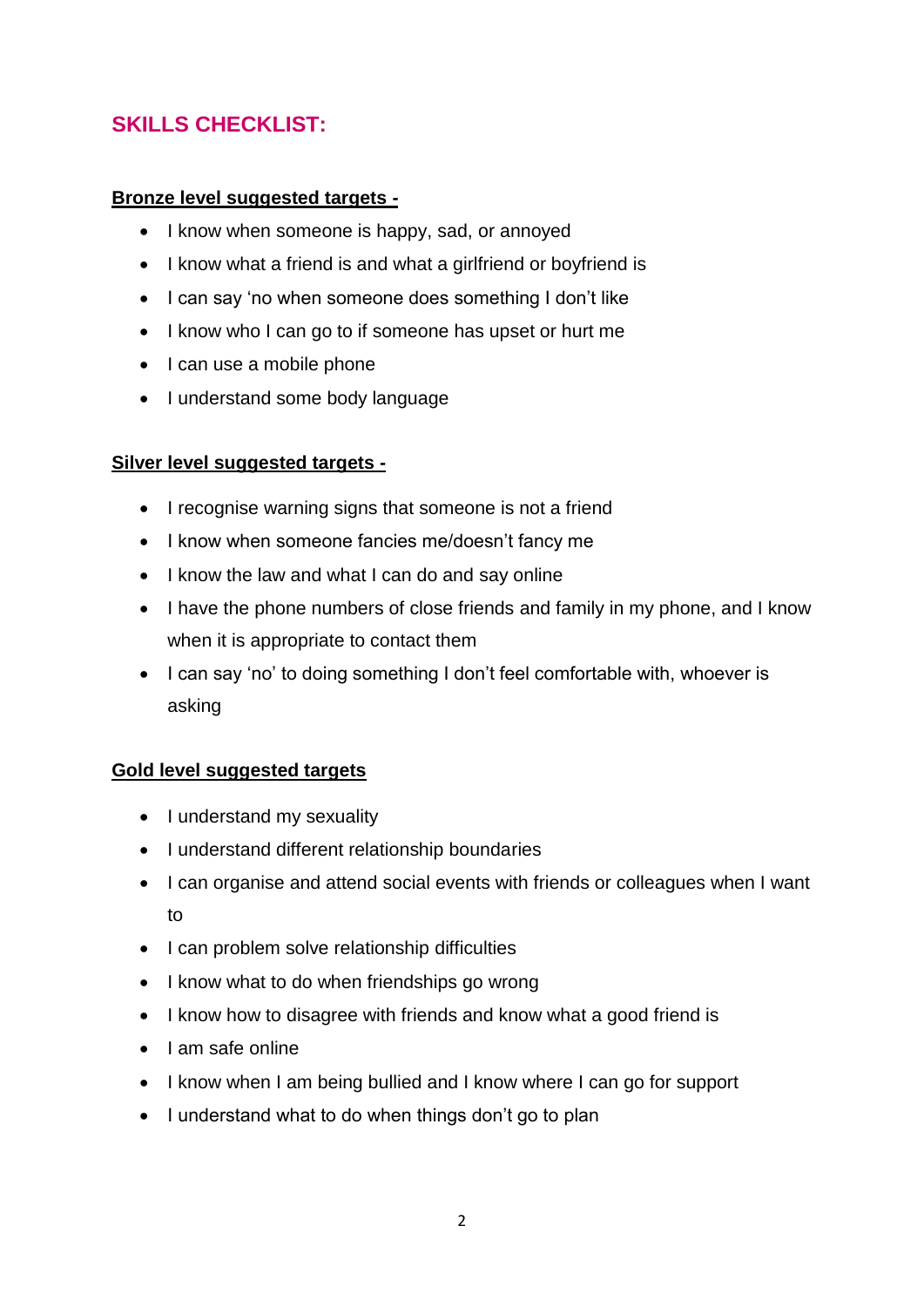## SKILLS CHECKLIST:

**Bronze level suggested targets -**

- I know when someone is happy, sad, or annoyed
- I know what a friend is and what a girlfriend or boyfriend is
- I can say 'no when someone does something I don't like
- I know who I can go to if someone has upset or hurt me
- I can use a mobile phone
- I understand some body language

**Silver level suggested targets -**

- I recognise warning signs that someone is not a friend
- I know when someone fancies me/doesn't fancy me
- I know the law and what I can do and say online
- I have the phone numbers of close friends and family in my phone, and I know when it is appropriate to contact them
- I can say 'no' to doing something I don't feel comfortable with, whoever is asking

**Gold level suggested targets**

- I understand my sexuality
- I understand different relationship boundaries
- I can organise and attend social events with friends or colleagues when I want to
- I can problem solve relationship difficulties
- I know what to do when friendships go wrong
- I know how to disagree with friends and know what a good friend is
- I am safe online
- I know when I am being bullied and I know where I can go for support
- I understand what to do when things don't go to plan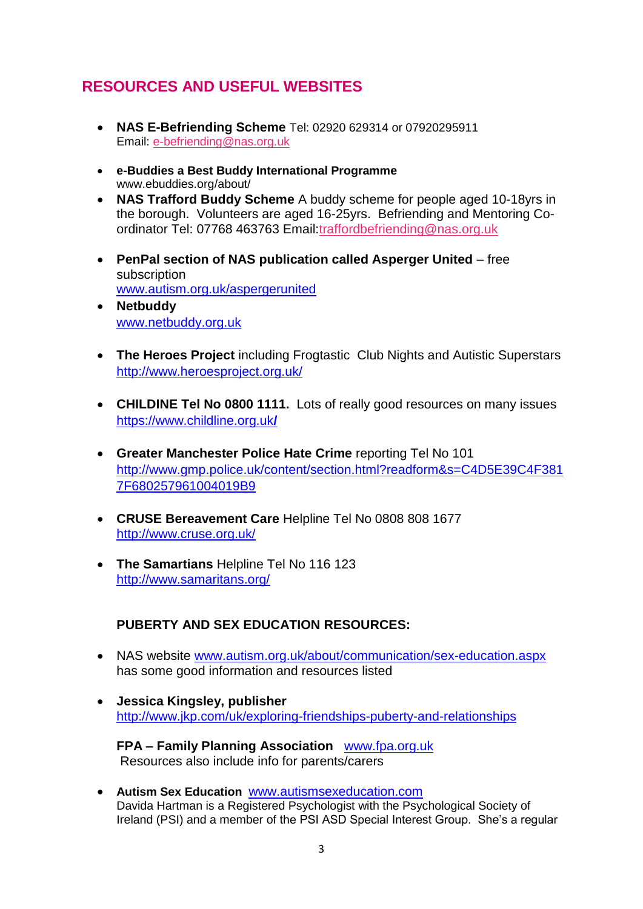## RESOURCES AND USEFUL WEBSITES

- **NAS E-Befriending Scheme** Tel: 02920 629314 or 07920295911
  Email: e-befriending@nas.org.uk

- **e-Buddies a Best Buddy International Programme**
  www.ebuddies.org/about/
- **NAS Trafford Buddy Scheme** A buddy scheme for people aged 10-18yrs in the borough. Volunteers are aged 16-25yrs. Befriending and Mentoring Co-ordinator Tel: 07768 463763 Email:traffordbefriending@nas.org.uk

- **PenPal section of NAS publication called Asperger United** – free subscription
  www.autism.org.uk/aspergerunited
- **Netbuddy**
  www.netbuddy.org.uk

- **The Heroes Project** including Frogtastic Club Nights and Autistic Superstars
  http://www.heroesproject.org.uk/

- **CHILDINE Tel No 0800 1111.** Lots of really good resources on many issues
  https://www.childline.org.uk/

- **Greater Manchester Police Hate Crime** reporting Tel No 101
  http://www.gmp.police.uk/content/section.html?readform&s=C4D5E39C4F3817F680257961004019B9

- **CRUSE Bereavement Care** Helpline Tel No 0808 808 1677
  http://www.cruse.org.uk/

- **The Samartians** Helpline Tel No 116 123
  http://www.samaritans.org/

### PUBERTY AND SEX EDUCATION RESOURCES:

- NAS website www.autism.org.uk/about/communication/sex-education.aspx has some good information and resources listed

- **Jessica Kingsley, publisher**
  http://www.jkp.com/uk/exploring-friendships-puberty-and-relationships

  **FPA – Family Planning Association** www.fpa.org.uk
  Resources also include info for parents/carers

- **Autism Sex Education** www.autismsexeducation.com
  Davida Hartman is a Registered Psychologist with the Psychological Society of Ireland (PSI) and a member of the PSI ASD Special Interest Group. She's a regular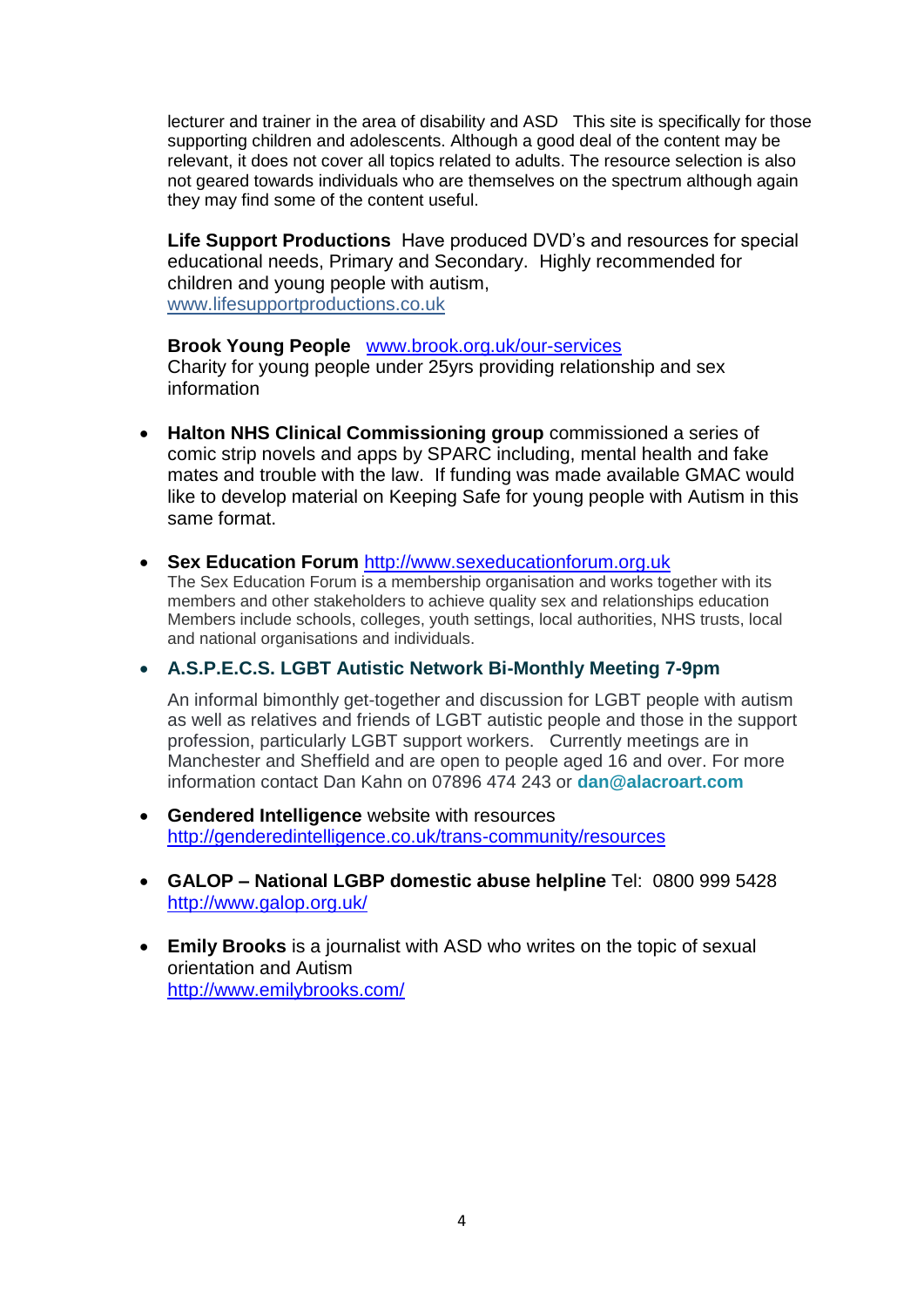lecturer and trainer in the area of disability and ASD   This site is specifically for those supporting children and adolescents. Although a good deal of the content may be relevant, it does not cover all topics related to adults. The resource selection is also not geared towards individuals who are themselves on the spectrum although again they may find some of the content useful.

**Life Support Productions**  Have produced DVD's and resources for special educational needs, Primary and Secondary.  Highly recommended for children and young people with autism, www.lifesupportproductions.co.uk

**Brook Young People**   www.brook.org.uk/our-services
Charity for young people under 25yrs providing relationship and sex information

- **Halton NHS Clinical Commissioning group** commissioned a series of comic strip novels and apps by SPARC including, mental health and fake mates and trouble with the law.  If funding was made available GMAC would like to develop material on Keeping Safe for young people with Autism in this same format.

- **Sex Education Forum** http://www.sexeducationforum.org.uk
The Sex Education Forum is a membership organisation and works together with its members and other stakeholders to achieve quality sex and relationships education Members include schools, colleges, youth settings, local authorities, NHS trusts, local and national organisations and individuals.

- **A.S.P.E.C.S. LGBT Autistic Network Bi-Monthly Meeting 7-9pm**

  An informal bimonthly get-together and discussion for LGBT people with autism as well as relatives and friends of LGBT autistic people and those in the support profession, particularly LGBT support workers.   Currently meetings are in Manchester and Sheffield and are open to people aged 16 and over. For more information contact Dan Kahn on 07896 474 243 or **dan@alacroart.com**

- **Gendered Intelligence** website with resources http://genderedintelligence.co.uk/trans-community/resources

- **GALOP – National LGBP domestic abuse helpline** Tel:  0800 999 5428 http://www.galop.org.uk/

- **Emily Brooks** is a journalist with ASD who writes on the topic of sexual orientation and Autism
http://www.emilybrooks.com/